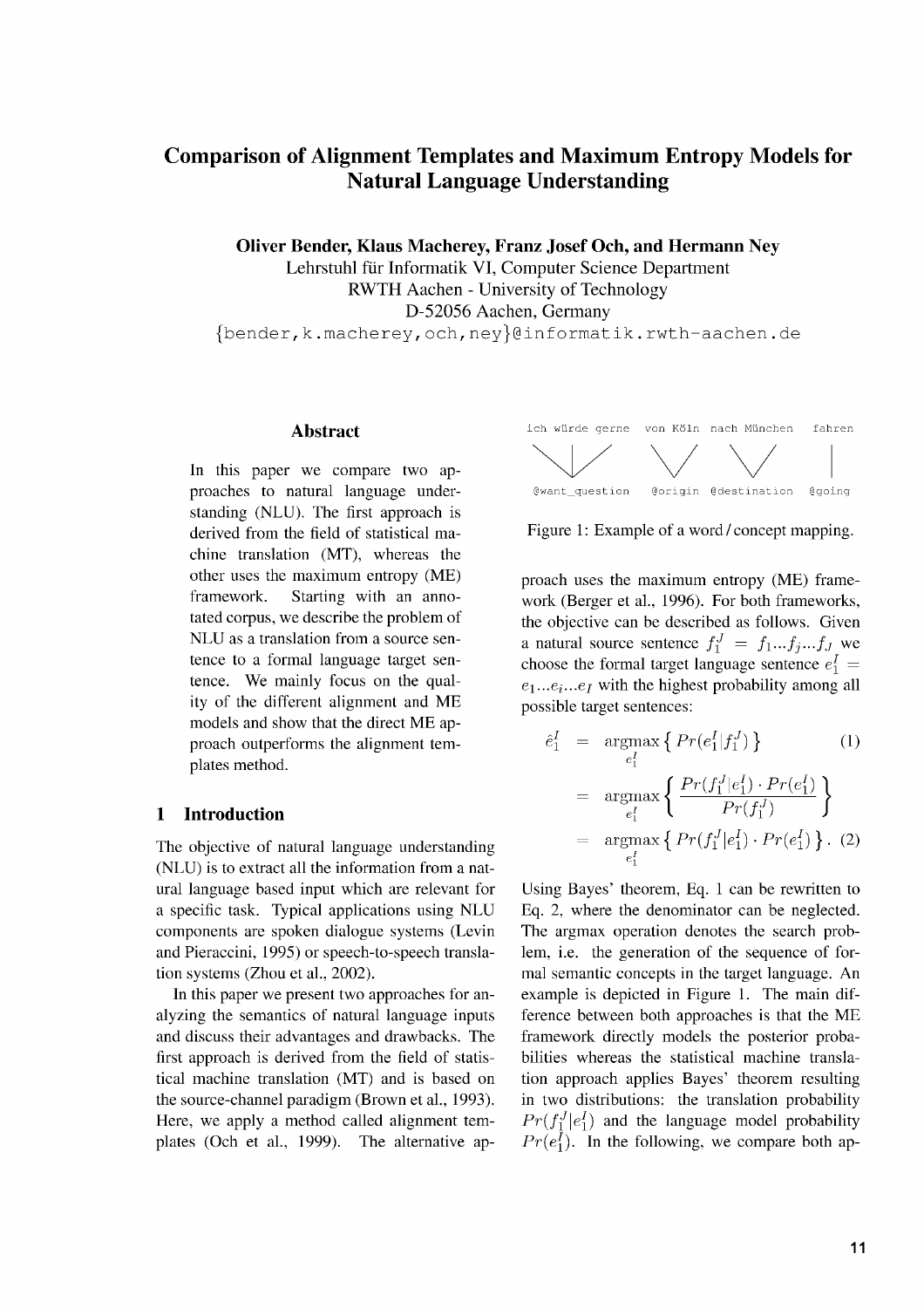# Comparison of Alignment Templates and Maximum Entropy Models for Natural Language Understanding

**Oliver Bender, Klaus Macherey, Franz Josef Och, and Hermann Ney**
Lehrstuhl für Informatik VI, Computer Science Department
RWTH Aachen - University of Technology
D-52056 Aachen, Germany
{bender,k.macherey,och,ney}@informatik.rwth-aachen.de

## Abstract

In this paper we compare two approaches to natural language understanding (NLU). The first approach is derived from the field of statistical machine translation (MT), whereas the other uses the maximum entropy (ME) framework. Starting with an annotated corpus, we describe the problem of NLU as a translation from a source sentence to a formal language target sentence. We mainly focus on the quality of the different alignment and ME models and show that the direct ME approach outperforms the alignment templates method.

## 1 Introduction

The objective of natural language understanding (NLU) is to extract all the information from a natural language based input which are relevant for a specific task. Typical applications using NLU components are spoken dialogue systems (Levin and Pieraccini, 1995) or speech-to-speech translation systems (Zhou et al., 2002).

In this paper we present two approaches for analyzing the semantics of natural language inputs and discuss their advantages and drawbacks. The first approach is derived from the field of statistical machine translation (MT) and is based on the source-channel paradigm (Brown et al., 1993). Here, we apply a method called alignment templates (Och et al., 1999). The alternative approach uses the maximum entropy (ME) framework (Berger et al., 1996). For both frameworks, the objective can be described as follows. Given a natural source sentence $f_1^J = f_1 ... f_j ... f_J$ we choose the formal target language sentence $e_1^I = e_1 ... e_i ... e_I$ with the highest probability among all possible target sentences:

```
ich würde gerne   von Köln  nach München   fahren
@want_question    @origin   @destination   @going
```

Figure 1: Example of a word / concept mapping.

$$\hat{e}_1^I = \underset{e_1^I}{\operatorname{argmax}} \left\{ Pr(e_1^I | f_1^J) \right\} \tag{1}$$

$$= \underset{e_1^I}{\operatorname{argmax}} \left\{ \frac{Pr(f_1^J | e_1^I) \cdot Pr(e_1^I)}{Pr(f_1^J)} \right\}$$

$$= \underset{e_1^I}{\operatorname{argmax}} \left\{ Pr(f_1^J | e_1^I) \cdot Pr(e_1^I) \right\}. \tag{2}$$

Using Bayes' theorem, Eq. 1 can be rewritten to Eq. 2, where the denominator can be neglected. The argmax operation denotes the search problem, i.e. the generation of the sequence of formal semantic concepts in the target language. An example is depicted in Figure 1. The main difference between both approaches is that the ME framework directly models the posterior probabilities whereas the statistical machine translation approach applies Bayes' theorem resulting in two distributions: the translation probability $Pr(f_1^J | e_1^I)$ and the language model probability $Pr(e_1^I)$. In the following, we compare both ap-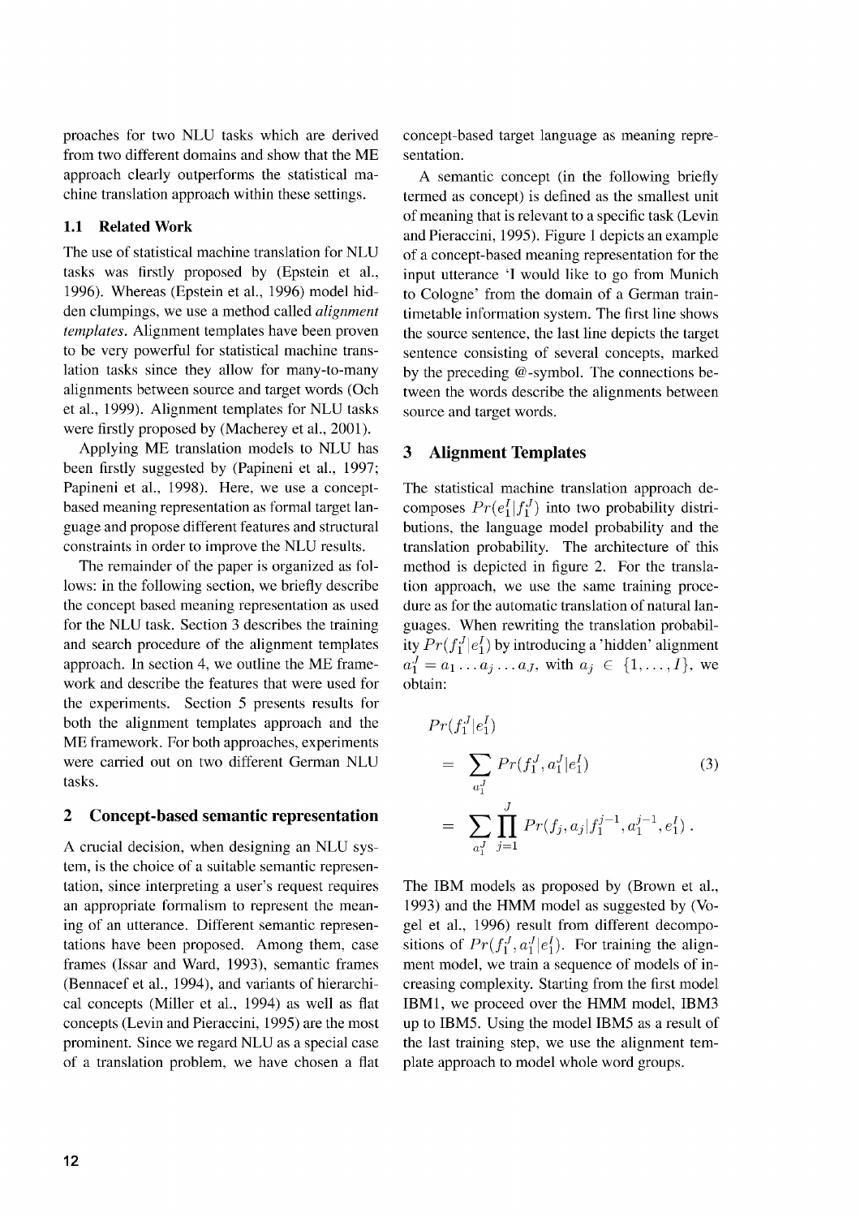proaches for two NLU tasks which are derived from two different domains and show that the ME approach clearly outperforms the statistical machine translation approach within these settings.

### 1.1 Related Work

The use of statistical machine translation for NLU tasks was firstly proposed by (Epstein et al., 1996). Whereas (Epstein et al., 1996) model hidden clumpings, we use a method called *alignment templates*. Alignment templates have been proven to be very powerful for statistical machine translation tasks since they allow for many-to-many alignments between source and target words (Och et al., 1999). Alignment templates for NLU tasks were firstly proposed by (Macherey et al., 2001).

Applying ME translation models to NLU has been firstly suggested by (Papineni et al., 1997; Papineni et al., 1998). Here, we use a concept-based meaning representation as formal target language and propose different features and structural constraints in order to improve the NLU results.

The remainder of the paper is organized as follows: in the following section, we briefly describe the concept based meaning representation as used for the NLU task. Section 3 describes the training and search procedure of the alignment templates approach. In section 4, we outline the ME framework and describe the features that were used for the experiments. Section 5 presents results for both the alignment templates approach and the ME framework. For both approaches, experiments were carried out on two different German NLU tasks.

## 2 Concept-based semantic representation

A crucial decision, when designing an NLU system, is the choice of a suitable semantic representation, since interpreting a user's request requires an appropriate formalism to represent the meaning of an utterance. Different semantic representations have been proposed. Among them, case frames (Issar and Ward, 1993), semantic frames (Bennacef et al., 1994), and variants of hierarchical concepts (Miller et al., 1994) as well as flat concepts (Levin and Pieraccini, 1995) are the most prominent. Since we regard NLU as a special case of a translation problem, we have chosen a flat concept-based target language as meaning representation.

A semantic concept (in the following briefly termed as concept) is defined as the smallest unit of meaning that is relevant to a specific task (Levin and Pieraccini, 1995). Figure 1 depicts an example of a concept-based meaning representation for the input utterance 'I would like to go from Munich to Cologne' from the domain of a German train-timetable information system. The first line shows the source sentence, the last line depicts the target sentence consisting of several concepts, marked by the preceding @-symbol. The connections between the words describe the alignments between source and target words.

## 3 Alignment Templates

The statistical machine translation approach decomposes $Pr(e_1^I|f_1^J)$ into two probability distributions, the language model probability and the translation probability. The architecture of this method is depicted in figure 2. For the translation approach, we use the same training procedure as for the automatic translation of natural languages. When rewriting the translation probability $Pr(f_1^J|e_1^I)$ by introducing a 'hidden' alignment $a_1^J = a_1 \dots a_j \dots a_J$, with $a_j \in \{1, \dots, I\}$, we obtain:

$$
\begin{aligned}
& Pr(f_1^J|e_1^I) \\
& = \sum_{a_1^J} Pr(f_1^J, a_1^J|e_1^I) \qquad (3) \\
& = \sum_{a_1^J} \prod_{j=1}^{J} Pr(f_j, a_j|f_1^{j-1}, a_1^{j-1}, e_1^I) \, .
\end{aligned}
$$

The IBM models as proposed by (Brown et al., 1993) and the HMM model as suggested by (Vogel et al., 1996) result from different decompositions of $Pr(f_1^J, a_1^J|e_1^I)$. For training the alignment model, we train a sequence of models of increasing complexity. Starting from the first model IBM1, we proceed over the HMM model, IBM3 up to IBM5. Using the model IBM5 as a result of the last training step, we use the alignment template approach to model whole word groups.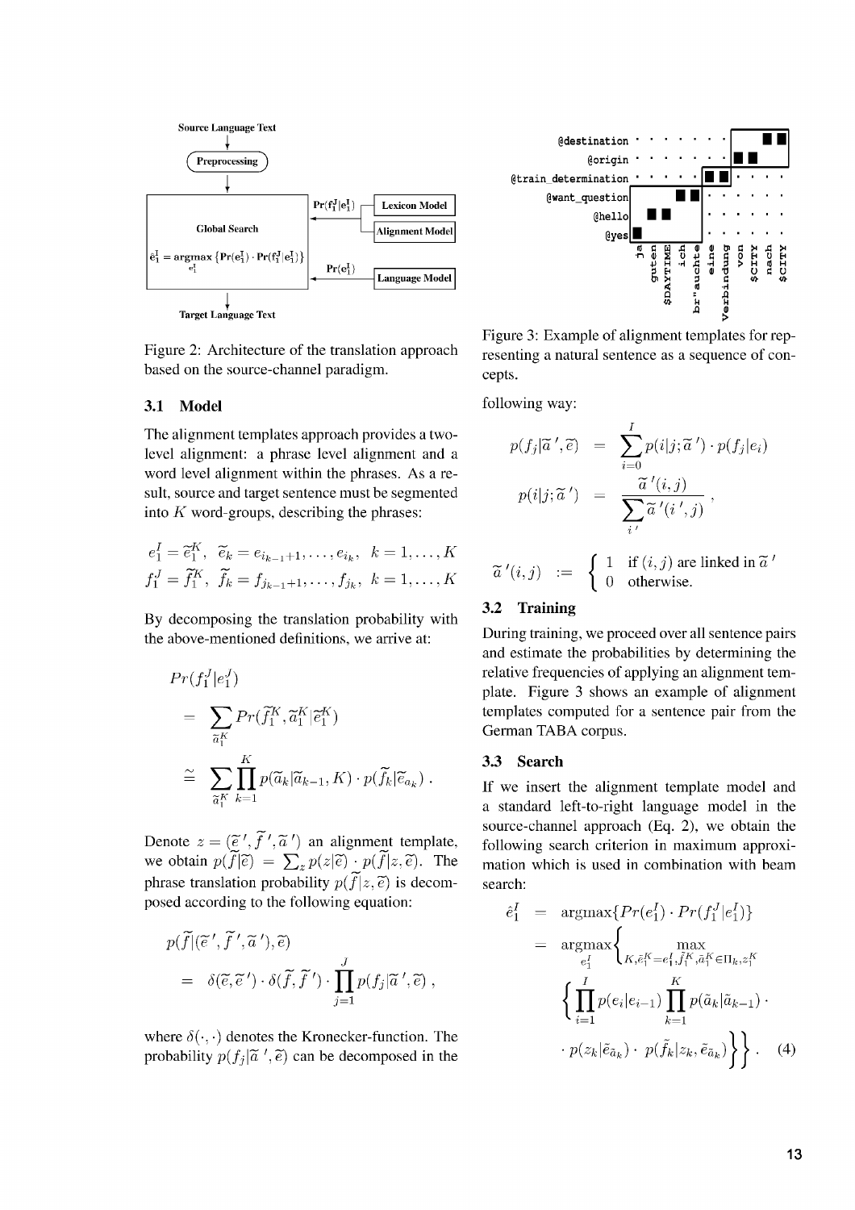Source Language Text → Preprocessing → Global Search $\hat{e}_1^I = \text{argmax}_{e_1^I} \{Pr(e_1^I) \cdot Pr(f_1^J|e_1^I)\}$ ← $Pr(f_1^J|e_1^I)$ (Lexicon Model, Alignment Model); ← $Pr(e_1^I)$ (Language Model) → Target Language Text

Figure 2: Architecture of the translation approach based on the source-channel paradigm.

### 3.1 Model

The alignment templates approach provides a two-level alignment: a phrase level alignment and a word level alignment within the phrases. As a result, source and target sentence must be segmented into $K$ word-groups, describing the phrases:

$$e_1^I = \widetilde{e}_1^K,\ \ \widetilde{e}_k = e_{i_{k-1}+1}, \ldots, e_{i_k},\ \ k = 1, \ldots, K$$
$$f_1^J = \widetilde{f}_1^K,\ \ \widetilde{f}_k = f_{j_{k-1}+1}, \ldots, f_{j_k},\ \ k = 1, \ldots, K$$

By decomposing the translation probability with the above-mentioned definitions, we arrive at:

$$\begin{aligned} &Pr(f_1^J|e_1^J) \\ &= \sum_{\widetilde{a}_1^K} Pr(\widetilde{f}_1^K, \widetilde{a}_1^K|\widetilde{e}_1^K) \\ &\cong \sum_{\widetilde{a}_1^K} \prod_{k=1}^{K} p(\widetilde{a}_k|\widetilde{a}_{k-1}, K) \cdot p(\widetilde{f}_k|\widetilde{e}_{a_k})\,. \end{aligned}$$

Denote $z = (\widetilde{e}\,', \widetilde{f}\,', \widetilde{a}\,')$ an alignment template, we obtain $p(\widetilde{f}|\widetilde{e}) = \sum_z p(z|\widetilde{e}) \cdot p(\widetilde{f}|z, \widetilde{e})$. The phrase translation probability $p(\widetilde{f}|z, \widetilde{e})$ is decomposed according to the following equation:

$$\begin{aligned} &p(\widetilde{f}|(\widetilde{e}\,', \widetilde{f}\,', \widetilde{a}\,'), \widetilde{e}) \\ &= \delta(\widetilde{e}, \widetilde{e}\,') \cdot \delta(\widetilde{f}, \widetilde{f}\,') \cdot \prod_{j=1}^{J} p(f_j|\widetilde{a}\,', \widetilde{e})\,, \end{aligned}$$

where $\delta(\cdot, \cdot)$ denotes the Kronecker-function. The probability $p(f_j|\widetilde{a}\,', \widetilde{e})$ can be decomposed in the following way:

$$\begin{aligned} p(f_j|\widetilde{a}\,', \widetilde{e}) &= \sum_{i=0}^{I} p(i|j; \widetilde{a}\,') \cdot p(f_j|e_i) \\ p(i|j; \widetilde{a}\,') &= \frac{\widetilde{a}\,'(i,j)}{\sum_{i'} \widetilde{a}\,'(i',j)}\,, \end{aligned}$$

$$\widetilde{a}\,'(i,j) := \begin{cases} 1 & \text{if } (i,j) \text{ are linked in } \widetilde{a}\,' \\ 0 & \text{otherwise.} \end{cases}$$

Figure 3: Example of alignment templates for representing a natural sentence as a sequence of concepts.

### 3.2 Training

During training, we proceed over all sentence pairs and estimate the probabilities by determining the relative frequencies of applying an alignment template. Figure 3 shows an example of alignment templates computed for a sentence pair from the German TABA corpus.

### 3.3 Search

If we insert the alignment template model and a standard left-to-right language model in the source-channel approach (Eq. 2), we obtain the following search criterion in maximum approximation which is used in combination with beam search:

$$\begin{aligned} \hat{e}_1^I &= \text{argmax}\{Pr(e_1^I) \cdot Pr(f_1^J|e_1^I)\} \\ &= \underset{e_1^I}{\text{argmax}}\Bigg\{ \max_{K, \widetilde{e}_1^K = e_1^I, \widetilde{f}_1^K, \widetilde{a}_1^K \in \Pi_k, z_1^K} \\ &\quad \Bigg\{ \prod_{i=1}^{I} p(e_i|e_{i-1}) \prod_{k=1}^{K} p(\widetilde{a}_k|\widetilde{a}_{k-1}) \cdot \\ &\quad \cdot p(z_k|\widetilde{e}_{\widetilde{a}_k}) \cdot p(\widetilde{f}_k|z_k, \widetilde{e}_{\widetilde{a}_k}) \Bigg\}\Bigg\}. \quad (4) \end{aligned}$$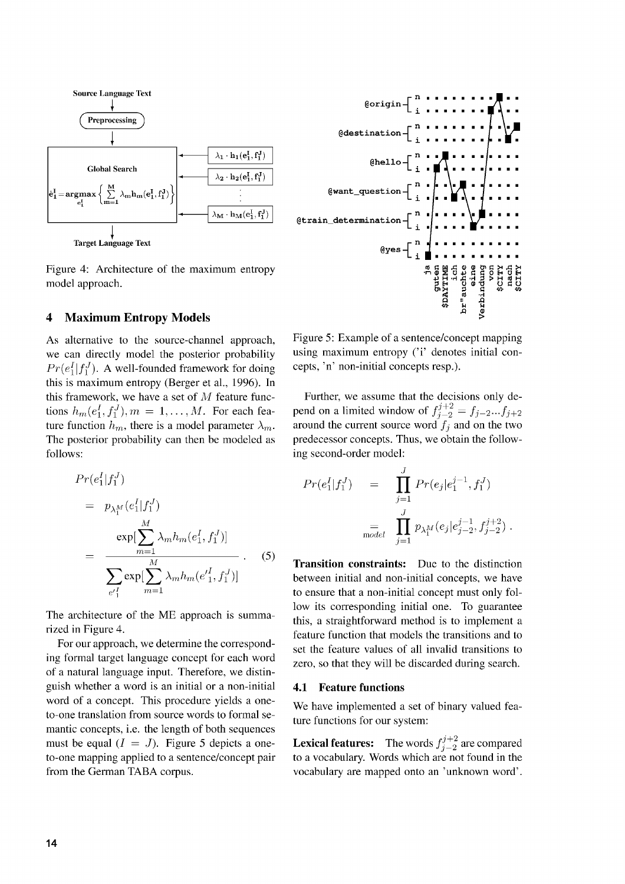Figure 4: Architecture of the maximum entropy model approach.

## 4 Maximum Entropy Models

As alternative to the source-channel approach, we can directly model the posterior probability $Pr(e_1^I|f_1^J)$. A well-founded framework for doing this is maximum entropy (Berger et al., 1996). In this framework, we have a set of $M$ feature functions $h_m(e_1^I, f_1^J), m = 1, \ldots, M$. For each feature function $h_m$, there is a model parameter $\lambda_m$. The posterior probability can then be modeled as follows:

$$
\begin{aligned}
& Pr(e_1^I|f_1^J) \\
&= p_{\lambda_1^M}(e_1^I|f_1^J) \\
&= \frac{\exp[\sum_{m=1}^{M} \lambda_m h_m(e_1^I, f_1^J)]}{\sum_{e'^I_1} \exp[\sum_{m=1}^{M} \lambda_m h_m(e'^I_1, f_1^J)]} . \quad (5)
\end{aligned}
$$

The architecture of the ME approach is summarized in Figure 4.

For our approach, we determine the corresponding formal target language concept for each word of a natural language input. Therefore, we distinguish whether a word is an initial or a non-initial word of a concept. This procedure yields a one-to-one translation from source words to formal semantic concepts, i.e. the length of both sequences must be equal ($I = J$). Figure 5 depicts a one-to-one mapping applied to a sentence/concept pair from the German TABA corpus.

Figure 5: Example of a sentence/concept mapping using maximum entropy ('i' denotes initial concepts, 'n' non-initial concepts resp.).

Further, we assume that the decisions only depend on a limited window of $f_{j-2}^{j+2} = f_{j-2}...f_{j+2}$ around the current source word $f_j$ and on the two predecessor concepts. Thus, we obtain the following second-order model:

$$
\begin{aligned}
Pr(e_1^I|f_1^J) &= \prod_{j=1}^{J} Pr(e_j|e_1^{j-1}, f_1^J) \\
&\underset{model}{=} \prod_{j=1}^{J} p_{\lambda_1^M}(e_j|e_{j-2}^{j-1}, f_{j-2}^{j+2}) .
\end{aligned}
$$

**Transition constraints:** Due to the distinction between initial and non-initial concepts, we have to ensure that a non-initial concept must only follow its corresponding initial one. To guarantee this, a straightforward method is to implement a feature function that models the transitions and to set the feature values of all invalid transitions to zero, so that they will be discarded during search.

### 4.1 Feature functions

We have implemented a set of binary valued feature functions for our system:

**Lexical features:** The words $f_{j-2}^{j+2}$ are compared to a vocabulary. Words which are not found in the vocabulary are mapped onto an 'unknown word'.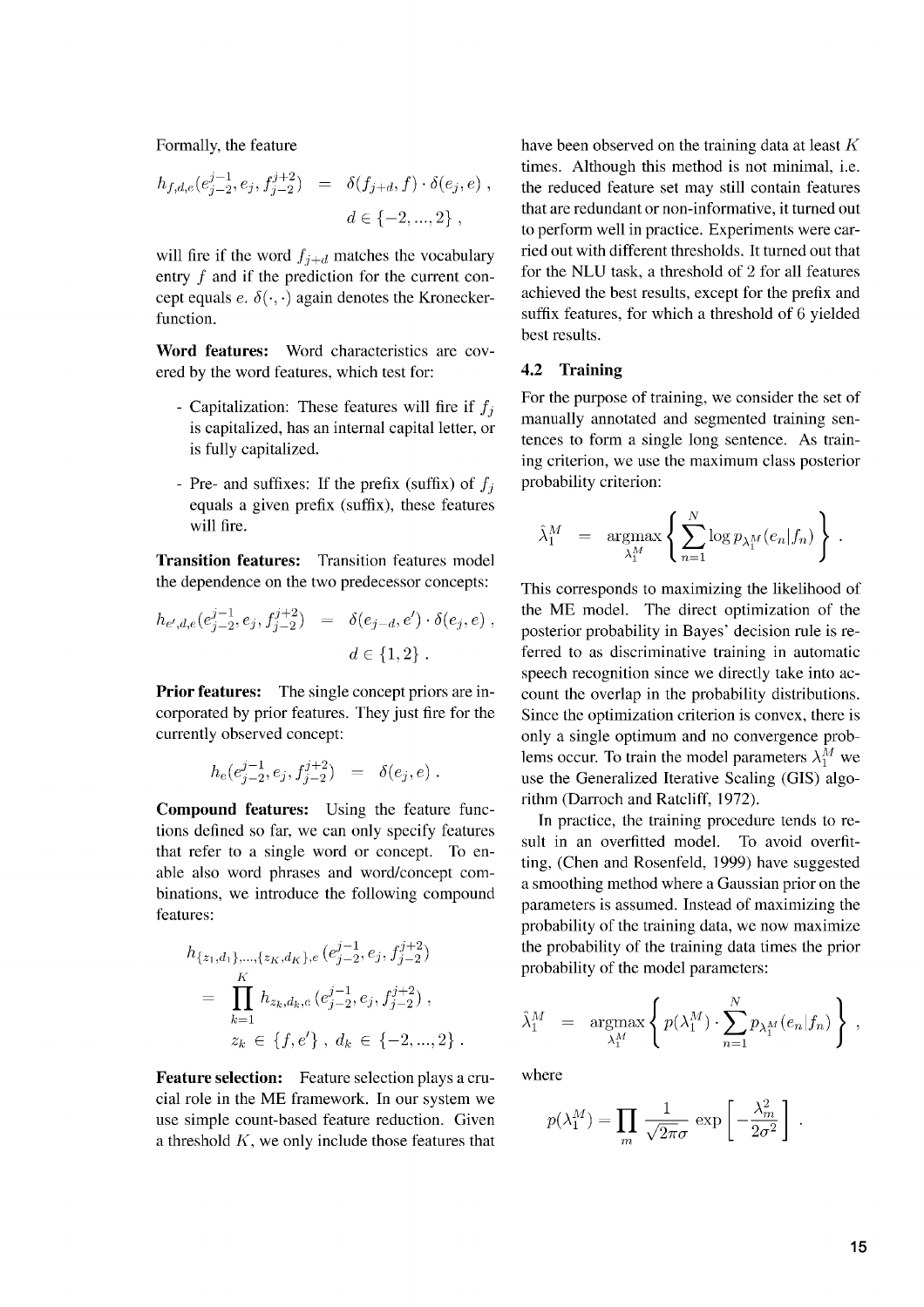Formally, the feature

$$h_{f,d,e}(e_{j-2}^{j-1}, e_j, f_{j-2}^{j+2}) = \delta(f_{j+d}, f) \cdot \delta(e_j, e) ,$$
$$d \in \{-2, ..., 2\} ,$$

will fire if the word $f_{j+d}$ matches the vocabulary entry $f$ and if the prediction for the current concept equals $e$. $\delta(\cdot, \cdot)$ again denotes the Kronecker-function.

**Word features:** Word characteristics are covered by the word features, which test for:

- Capitalization: These features will fire if $f_j$ is capitalized, has an internal capital letter, or is fully capitalized.
- Pre- and suffixes: If the prefix (suffix) of $f_j$ equals a given prefix (suffix), these features will fire.

**Transition features:** Transition features model the dependence on the two predecessor concepts:

$$h_{e',d,e}(e_{j-2}^{j-1}, e_j, f_{j-2}^{j+2}) = \delta(e_{j-d}, e') \cdot \delta(e_j, e) ,$$
$$d \in \{1, 2\} .$$

**Prior features:** The single concept priors are incorporated by prior features. They just fire for the currently observed concept:

$$h_e(e_{j-2}^{j-1}, e_j, f_{j-2}^{j+2}) = \delta(e_j, e) .$$

**Compound features:** Using the feature functions defined so far, we can only specify features that refer to a single word or concept. To enable also word phrases and word/concept combinations, we introduce the following compound features:

$$h_{\{z_1,d_1\},...,\{z_K,d_K\},e}(e_{j-2}^{j-1}, e_j, f_{j-2}^{j+2})$$
$$= \prod_{k=1}^{K} h_{z_k,d_k,e}(e_{j-2}^{j-1}, e_j, f_{j-2}^{j+2}) ,$$
$$z_k \in \{f, e'\} , \; d_k \in \{-2, ..., 2\} .$$

**Feature selection:** Feature selection plays a crucial role in the ME framework. In our system we use simple count-based feature reduction. Given a threshold $K$, we only include those features that have been observed on the training data at least $K$ times. Although this method is not minimal, i.e. the reduced feature set may still contain features that are redundant or non-informative, it turned out to perform well in practice. Experiments were carried out with different thresholds. It turned out that for the NLU task, a threshold of 2 for all features achieved the best results, except for the prefix and suffix features, for which a threshold of 6 yielded best results.

### 4.2 Training

For the purpose of training, we consider the set of manually annotated and segmented training sentences to form a single long sentence. As training criterion, we use the maximum class posterior probability criterion:

$$\hat{\lambda}_1^M = \underset{\lambda_1^M}{\operatorname{argmax}} \left\{ \sum_{n=1}^{N} \log p_{\lambda_1^M}(e_n|f_n) \right\} .$$

This corresponds to maximizing the likelihood of the ME model. The direct optimization of the posterior probability in Bayes' decision rule is referred to as discriminative training in automatic speech recognition since we directly take into account the overlap in the probability distributions. Since the optimization criterion is convex, there is only a single optimum and no convergence problems occur. To train the model parameters $\lambda_1^M$ we use the Generalized Iterative Scaling (GIS) algorithm (Darroch and Ratcliff, 1972).

In practice, the training procedure tends to result in an overfitted model. To avoid overfitting, (Chen and Rosenfeld, 1999) have suggested a smoothing method where a Gaussian prior on the parameters is assumed. Instead of maximizing the probability of the training data, we now maximize the probability of the training data times the prior probability of the model parameters:

$$\hat{\lambda}_1^M = \underset{\lambda_1^M}{\operatorname{argmax}} \left\{ p(\lambda_1^M) \cdot \sum_{n=1}^{N} p_{\lambda_1^M}(e_n|f_n) \right\} ,$$

where

$$p(\lambda_1^M) = \prod_m \frac{1}{\sqrt{2\pi}\sigma} \exp\left[ -\frac{\lambda_m^2}{2\sigma^2} \right] .$$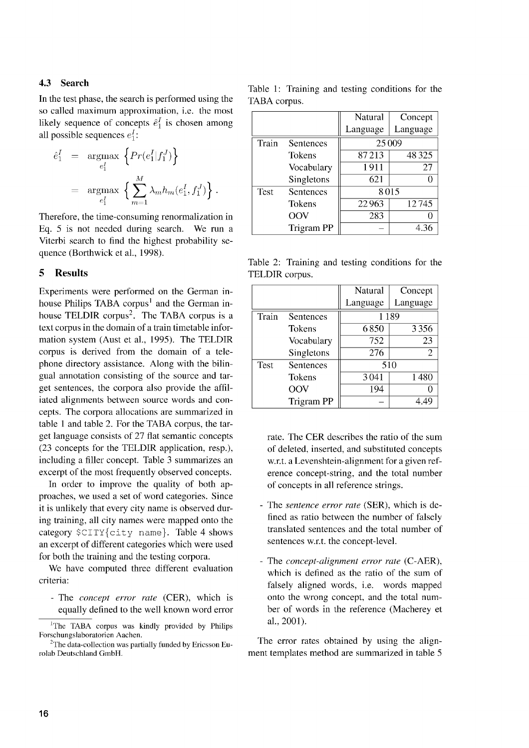### 4.3 Search

In the test phase, the search is performed using the so called maximum approximation, i.e. the most likely sequence of concepts $\hat{e}_1^I$ is chosen among all possible sequences $e_1^I$:

$$\hat{e}_1^I = \underset{e_1^I}{\operatorname{argmax}} \left\{ Pr(e_1^I | f_1^J) \right\}$$
$$= \underset{e_1^I}{\operatorname{argmax}} \left\{ \sum_{m=1}^{M} \lambda_m h_m(e_1^I, f_1^J) \right\}.$$

Therefore, the time-consuming renormalization in Eq. 5 is not needed during search. We run a Viterbi search to find the highest probability sequence (Borthwick et al., 1998).

## 5 Results

Experiments were performed on the German in-house Philips TABA corpus[1] and the German in-house TELDIR corpus[2]. The TABA corpus is a text corpus in the domain of a train timetable information system (Aust et al., 1995). The TELDIR corpus is derived from the domain of a telephone directory assistance. Along with the bilingual annotation consisting of the source and target sentences, the corpora also provide the affiliated alignments between source words and concepts. The corpora allocations are summarized in table 1 and table 2. For the TABA corpus, the target language consists of 27 flat semantic concepts (23 concepts for the TELDIR application, resp.), including a filler concept. Table 3 summarizes an excerpt of the most frequently observed concepts.

In order to improve the quality of both approaches, we used a set of word categories. Since it is unlikely that every city name is observed during training, all city names were mapped onto the category `$CITY{city name}`. Table 4 shows an excerpt of different categories which were used for both the training and the testing corpora.

We have computed three different evaluation criteria:

- The *concept error rate* (CER), which is equally defined to the well known word error rate. The CER describes the ratio of the sum of deleted, inserted, and substituted concepts w.r.t. a Levenshtein-alignment for a given reference concept-string, and the total number of concepts in all reference strings.
- The *sentence error rate* (SER), which is defined as ratio between the number of falsely translated sentences and the total number of sentences w.r.t. the concept-level.
- The *concept-alignment error rate* (C-AER), which is defined as the ratio of the sum of falsely aligned words, i.e. words mapped onto the wrong concept, and the total number of words in the reference (Macherey et al., 2001).

The error rates obtained by using the alignment templates method are summarized in table 5

[1] The TABA corpus was kindly provided by Philips Forschungslaboratorien Aachen.

[2] The data-collection was partially funded by Ericsson Eurolab Deutschland GmbH.

Table 1: Training and testing conditions for the TABA corpus.

| | | Natural Language | Concept Language |
|---|---|---|---|
| Train | Sentences | 25 009 | |
| | Tokens | 87 213 | 48 325 |
| | Vocabulary | 1 911 | 27 |
| | Singletons | 621 | 0 |
| Test | Sentences | 8 015 | |
| | Tokens | 22 963 | 12 745 |
| | OOV | 283 | 0 |
| | Trigram PP | – | 4.36 |

Table 2: Training and testing conditions for the TELDIR corpus.

| | | Natural Language | Concept Language |
|---|---|---|---|
| Train | Sentences | 1 189 | |
| | Tokens | 6 850 | 3 356 |
| | Vocabulary | 752 | 23 |
| | Singletons | 276 | 2 |
| Test | Sentences | 510 | |
| | Tokens | 3 041 | 1 480 |
| | OOV | 194 | 0 |
| | Trigram PP | – | 4.49 |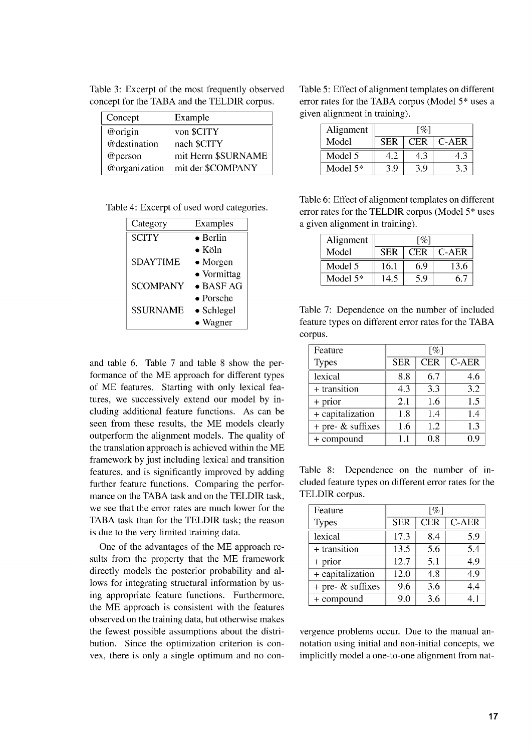Table 3: Excerpt of the most frequently observed concept for the TABA and the TELDIR corpus.

| Concept | Example |
|---|---|
| @origin | von $CITY |
| @destination | nach $CITY |
| @person | mit Herrn $SURNAME |
| @organization | mit der $COMPANY |

Table 4: Excerpt of used word categories.

| Category | Examples |
|---|---|
| $CITY | • Berlin |
| | • Köln |
| $DAYTIME | • Morgen |
| | • Vormittag |
| $COMPANY | • BASF AG |
| | • Porsche |
| $SURNAME | • Schlegel |
| | • Wagner |

and table 6. Table 7 and table 8 show the performance of the ME approach for different types of ME features. Starting with only lexical features, we successively extend our model by including additional feature functions. As can be seen from these results, the ME models clearly outperform the alignment models. The quality of the translation approach is achieved within the ME framework by just including lexical and transition features, and is significantly improved by adding further feature functions. Comparing the performance on the TABA task and on the TELDIR task, we see that the error rates are much lower for the TABA task than for the TELDIR task; the reason is due to the very limited training data.

One of the advantages of the ME approach results from the property that the ME framework directly models the posterior probability and allows for integrating structural information by using appropriate feature functions. Furthermore, the ME approach is consistent with the features observed on the training data, but otherwise makes the fewest possible assumptions about the distribution. Since the optimization criterion is convex, there is only a single optimum and no convergence problems occur. Due to the manual annotation using initial and non-initial concepts, we implicitly model a one-to-one alignment from nat-

Table 5: Effect of alignment templates on different error rates for the TABA corpus (Model 5* uses a given alignment in training).

| Alignment | [%] | | |
|---|---|---|---|
| Model | SER | CER | C-AER |
| Model 5 | 4.2 | 4.3 | 4.3 |
| Model 5* | 3.9 | 3.9 | 3.3 |

Table 6: Effect of alignment templates on different error rates for the TELDIR corpus (Model 5* uses a given alignment in training).

| Alignment | [%] | | |
|---|---|---|---|
| Model | SER | CER | C-AER |
| Model 5 | 16.1 | 6.9 | 13.6 |
| Model 5* | 14.5 | 5.9 | 6.7 |

Table 7: Dependence on the number of included feature types on different error rates for the TABA corpus.

| Feature | [%] | | |
|---|---|---|---|
| Types | SER | CER | C-AER |
| lexical | 8.8 | 6.7 | 4.6 |
| + transition | 4.3 | 3.3 | 3.2 |
| + prior | 2.1 | 1.6 | 1.5 |
| + capitalization | 1.8 | 1.4 | 1.4 |
| + pre- & suffixes | 1.6 | 1.2 | 1.3 |
| + compound | 1.1 | 0.8 | 0.9 |

Table 8: Dependence on the number of included feature types on different error rates for the TELDIR corpus.

| Feature | [%] | | |
|---|---|---|---|
| Types | SER | CER | C-AER |
| lexical | 17.3 | 8.4 | 5.9 |
| + transition | 13.5 | 5.6 | 5.4 |
| + prior | 12.7 | 5.1 | 4.9 |
| + capitalization | 12.0 | 4.8 | 4.9 |
| + pre- & suffixes | 9.6 | 3.6 | 4.4 |
| + compound | 9.0 | 3.6 | 4.1 |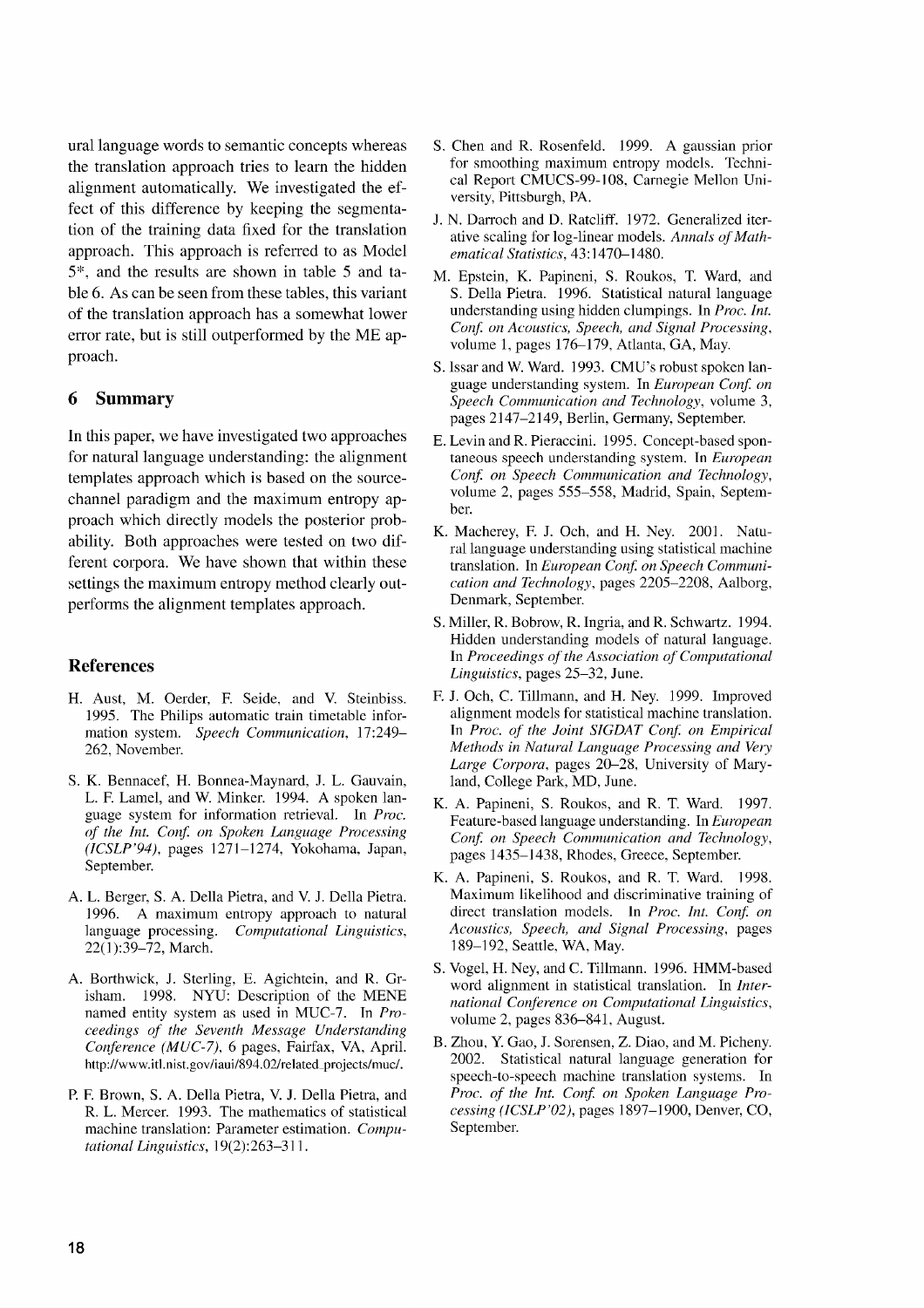ural language words to semantic concepts whereas the translation approach tries to learn the hidden alignment automatically. We investigated the effect of this difference by keeping the segmentation of the training data fixed for the translation approach. This approach is referred to as Model 5*, and the results are shown in table 5 and table 6. As can be seen from these tables, this variant of the translation approach has a somewhat lower error rate, but is still outperformed by the ME approach.

## 6 Summary

In this paper, we have investigated two approaches for natural language understanding: the alignment templates approach which is based on the source-channel paradigm and the maximum entropy approach which directly models the posterior probability. Both approaches were tested on two different corpora. We have shown that within these settings the maximum entropy method clearly outperforms the alignment templates approach.

## References

H. Aust, M. Oerder, F. Seide, and V. Steinbiss. 1995. The Philips automatic train timetable information system. *Speech Communication*, 17:249–262, November.

S. K. Bennacef, H. Bonnea-Maynard, J. L. Gauvain, L. F. Lamel, and W. Minker. 1994. A spoken language system for information retrieval. In *Proc. of the Int. Conf. on Spoken Language Processing (ICSLP'94)*, pages 1271–1274, Yokohama, Japan, September.

A. L. Berger, S. A. Della Pietra, and V. J. Della Pietra. 1996. A maximum entropy approach to natural language processing. *Computational Linguistics*, 22(1):39–72, March.

A. Borthwick, J. Sterling, E. Agichtein, and R. Grisham. 1998. NYU: Description of the MENE named entity system as used in MUC-7. In *Proceedings of the Seventh Message Understanding Conference (MUC-7)*, 6 pages, Fairfax, VA, April. http://www.itl.nist.gov/iaui/894.02/related_projects/muc/.

P. F. Brown, S. A. Della Pietra, V. J. Della Pietra, and R. L. Mercer. 1993. The mathematics of statistical machine translation: Parameter estimation. *Computational Linguistics*, 19(2):263–311.

S. Chen and R. Rosenfeld. 1999. A gaussian prior for smoothing maximum entropy models. Technical Report CMUCS-99-108, Carnegie Mellon University, Pittsburgh, PA.

J. N. Darroch and D. Ratcliff. 1972. Generalized iterative scaling for log-linear models. *Annals of Mathematical Statistics*, 43:1470–1480.

M. Epstein, K. Papineni, S. Roukos, T. Ward, and S. Della Pietra. 1996. Statistical natural language understanding using hidden clumpings. In *Proc. Int. Conf. on Acoustics, Speech, and Signal Processing*, volume 1, pages 176–179, Atlanta, GA, May.

S. Issar and W. Ward. 1993. CMU's robust spoken language understanding system. In *European Conf. on Speech Communication and Technology*, volume 3, pages 2147–2149, Berlin, Germany, September.

E. Levin and R. Pieraccini. 1995. Concept-based spontaneous speech understanding system. In *European Conf. on Speech Communication and Technology*, volume 2, pages 555–558, Madrid, Spain, September.

K. Macherey, F. J. Och, and H. Ney. 2001. Natural language understanding using statistical machine translation. In *European Conf. on Speech Communication and Technology*, pages 2205–2208, Aalborg, Denmark, September.

S. Miller, R. Bobrow, R. Ingria, and R. Schwartz. 1994. Hidden understanding models of natural language. In *Proceedings of the Association of Computational Linguistics*, pages 25–32, June.

F. J. Och, C. Tillmann, and H. Ney. 1999. Improved alignment models for statistical machine translation. In *Proc. of the Joint SIGDAT Conf. on Empirical Methods in Natural Language Processing and Very Large Corpora*, pages 20–28, University of Maryland, College Park, MD, June.

K. A. Papineni, S. Roukos, and R. T. Ward. 1997. Feature-based language understanding. In *European Conf. on Speech Communication and Technology*, pages 1435–1438, Rhodes, Greece, September.

K. A. Papineni, S. Roukos, and R. T. Ward. 1998. Maximum likelihood and discriminative training of direct translation models. In *Proc. Int. Conf. on Acoustics, Speech, and Signal Processing*, pages 189–192, Seattle, WA, May.

S. Vogel, H. Ney, and C. Tillmann. 1996. HMM-based word alignment in statistical translation. In *International Conference on Computational Linguistics*, volume 2, pages 836–841, August.

B. Zhou, Y. Gao, J. Sorensen, Z. Diao, and M. Picheny. 2002. Statistical natural language generation for speech-to-speech machine translation systems. In *Proc. of the Int. Conf. on Spoken Language Processing (ICSLP'02)*, pages 1897–1900, Denver, CO, September.